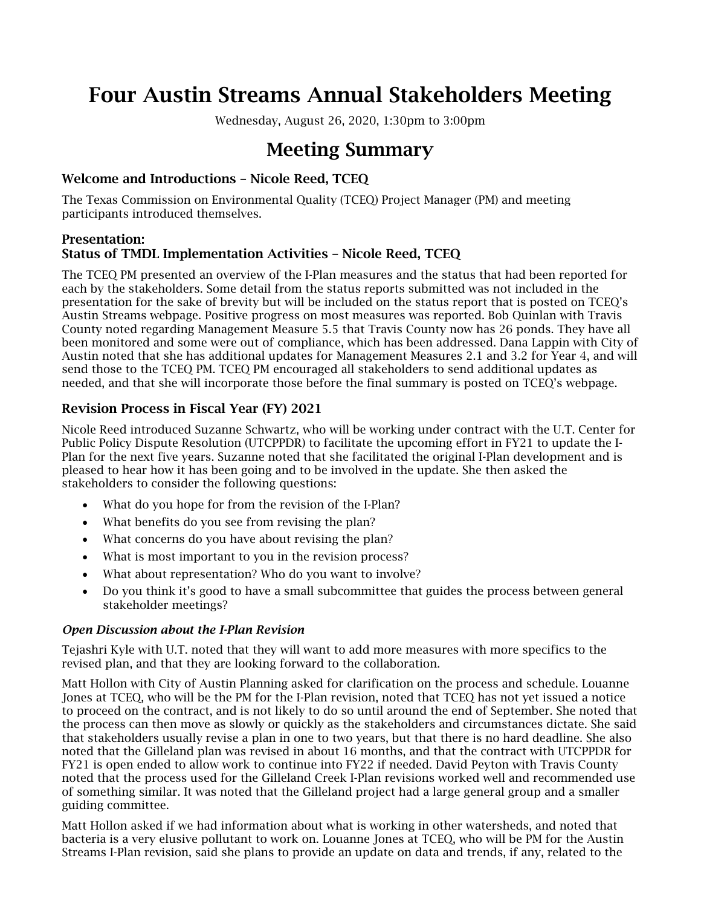# Four Austin Streams Annual Stakeholders Meeting

Wednesday, August 26, 2020, 1:30pm to 3:00pm

# Meeting Summary

### Welcome and Introductions – Nicole Reed, TCEQ

The Texas Commission on Environmental Quality (TCEQ) Project Manager (PM) and meeting participants introduced themselves.

### Presentation:
### Status of TMDL Implementation Activities – Nicole Reed, TCEQ

The TCEQ PM presented an overview of the I-Plan measures and the status that had been reported for each by the stakeholders. Some detail from the status reports submitted was not included in the presentation for the sake of brevity but will be included on the status report that is posted on TCEQ's Austin Streams webpage. Positive progress on most measures was reported. Bob Quinlan with Travis County noted regarding Management Measure 5.5 that Travis County now has 26 ponds. They have all been monitored and some were out of compliance, which has been addressed. Dana Lappin with City of Austin noted that she has additional updates for Management Measures 2.1 and 3.2 for Year 4, and will send those to the TCEQ PM. TCEQ PM encouraged all stakeholders to send additional updates as needed, and that she will incorporate those before the final summary is posted on TCEQ's webpage.

### Revision Process in Fiscal Year (FY) 2021

Nicole Reed introduced Suzanne Schwartz, who will be working under contract with the U.T. Center for Public Policy Dispute Resolution (UTCPPDR) to facilitate the upcoming effort in FY21 to update the I-Plan for the next five years. Suzanne noted that she facilitated the original I-Plan development and is pleased to hear how it has been going and to be involved in the update. She then asked the stakeholders to consider the following questions:

- What do you hope for from the revision of the I-Plan?
- What benefits do you see from revising the plan?
- What concerns do you have about revising the plan?
- What is most important to you in the revision process?
- What about representation? Who do you want to involve?
- Do you think it's good to have a small subcommittee that guides the process between general stakeholder meetings?

#### *Open Discussion about the I-Plan Revision*

Tejashri Kyle with U.T. noted that they will want to add more measures with more specifics to the revised plan, and that they are looking forward to the collaboration.

Matt Hollon with City of Austin Planning asked for clarification on the process and schedule. Louanne Jones at TCEQ, who will be the PM for the I-Plan revision, noted that TCEQ has not yet issued a notice to proceed on the contract, and is not likely to do so until around the end of September. She noted that the process can then move as slowly or quickly as the stakeholders and circumstances dictate. She said that stakeholders usually revise a plan in one to two years, but that there is no hard deadline. She also noted that the Gilleland plan was revised in about 16 months, and that the contract with UTCPPDR for FY21 is open ended to allow work to continue into FY22 if needed. David Peyton with Travis County noted that the process used for the Gilleland Creek I-Plan revisions worked well and recommended use of something similar. It was noted that the Gilleland project had a large general group and a smaller guiding committee.

Matt Hollon asked if we had information about what is working in other watersheds, and noted that bacteria is a very elusive pollutant to work on. Louanne Jones at TCEQ, who will be PM for the Austin Streams I-Plan revision, said she plans to provide an update on data and trends, if any, related to the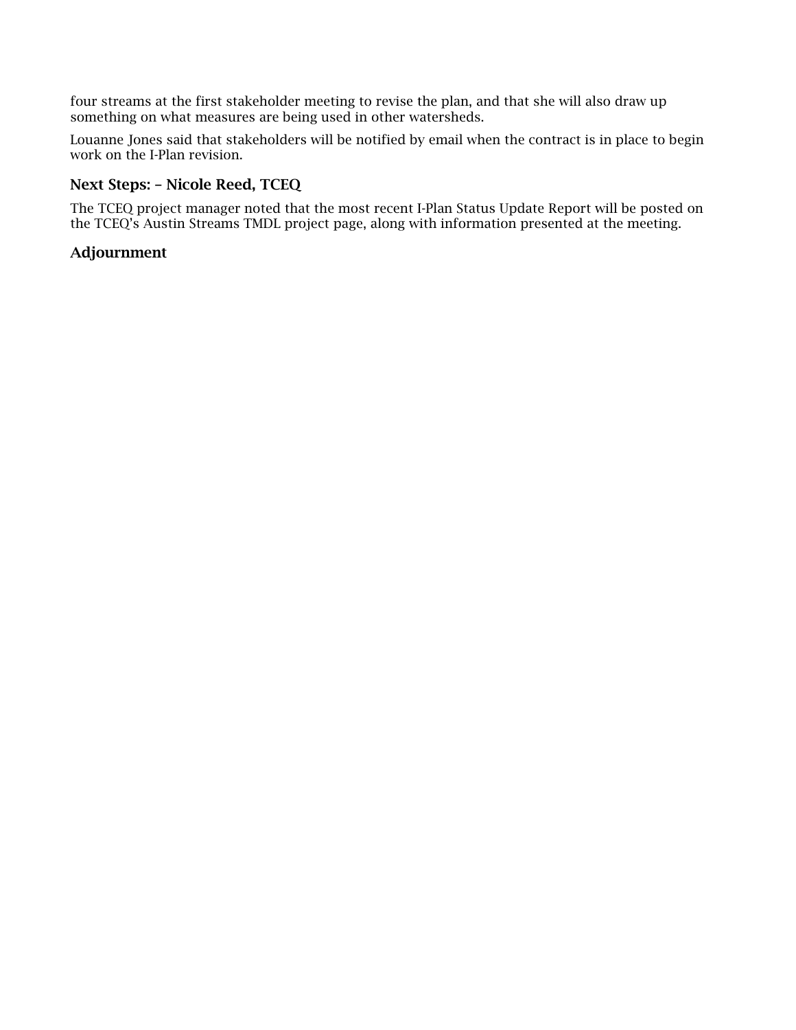four streams at the first stakeholder meeting to revise the plan, and that she will also draw up something on what measures are being used in other watersheds.

Louanne Jones said that stakeholders will be notified by email when the contract is in place to begin work on the I-Plan revision.

## Next Steps: – Nicole Reed, TCEQ

The TCEQ project manager noted that the most recent I-Plan Status Update Report will be posted on the TCEQ's Austin Streams TMDL project page, along with information presented at the meeting.

## Adjournment